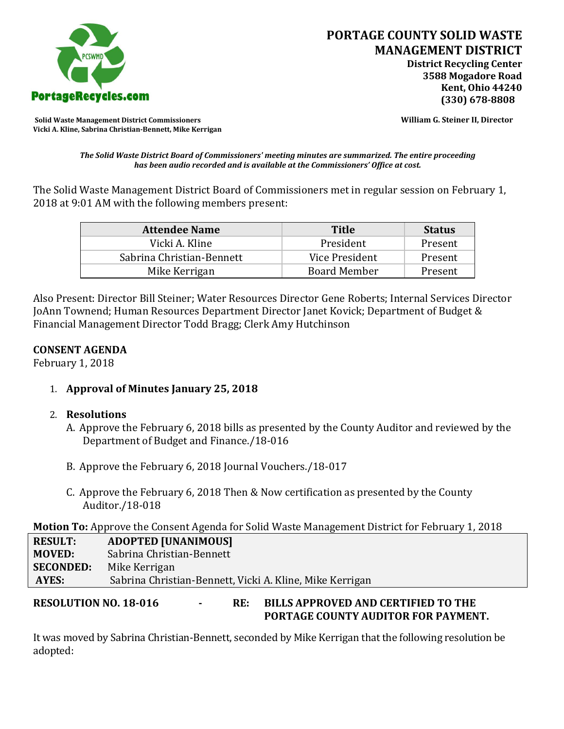# PORTAGE COUNTY SOLID WASTE MANAGEMENT DISTRICT

**District Recycling Center**
**3588 Mogadore Road**
**Kent, Ohio 44240**
**(330) 678-8808**

PortageRecycles.com

**Solid Waste Management District Commissioners**
**Vicki A. Kline, Sabrina Christian-Bennett, Mike Kerrigan**

**William G. Steiner II, Director**

***The Solid Waste District Board of Commissioners' meeting minutes are summarized. The entire proceeding has been audio recorded and is available at the Commissioners' Office at cost.***

The Solid Waste Management District Board of Commissioners met in regular session on February 1, 2018 at 9:01 AM with the following members present:

| Attendee Name | Title | Status |
|---|---|---|
| Vicki A. Kline | President | Present |
| Sabrina Christian-Bennett | Vice President | Present |
| Mike Kerrigan | Board Member | Present |

Also Present: Director Bill Steiner; Water Resources Director Gene Roberts; Internal Services Director JoAnn Townend; Human Resources Department Director Janet Kovick; Department of Budget & Financial Management Director Todd Bragg; Clerk Amy Hutchinson

**CONSENT AGENDA**
February 1, 2018

1. **Approval of Minutes January 25, 2018**

2. **Resolutions**
   A. Approve the February 6, 2018 bills as presented by the County Auditor and reviewed by the Department of Budget and Finance./18-016

   B. Approve the February 6, 2018 Journal Vouchers./18-017

   C. Approve the February 6, 2018 Then & Now certification as presented by the County Auditor./18-018

**Motion To:** Approve the Consent Agenda for Solid Waste Management District for February 1, 2018

| | |
|---|---|
| **RESULT:** | **ADOPTED [UNANIMOUS]** |
| **MOVED:** | Sabrina Christian-Bennett |
| **SECONDED:** | Mike Kerrigan |
| **AYES:** | Sabrina Christian-Bennett, Vicki A. Kline, Mike Kerrigan |

**RESOLUTION NO. 18-016 - RE: BILLS APPROVED AND CERTIFIED TO THE PORTAGE COUNTY AUDITOR FOR PAYMENT.**

It was moved by Sabrina Christian-Bennett, seconded by Mike Kerrigan that the following resolution be adopted: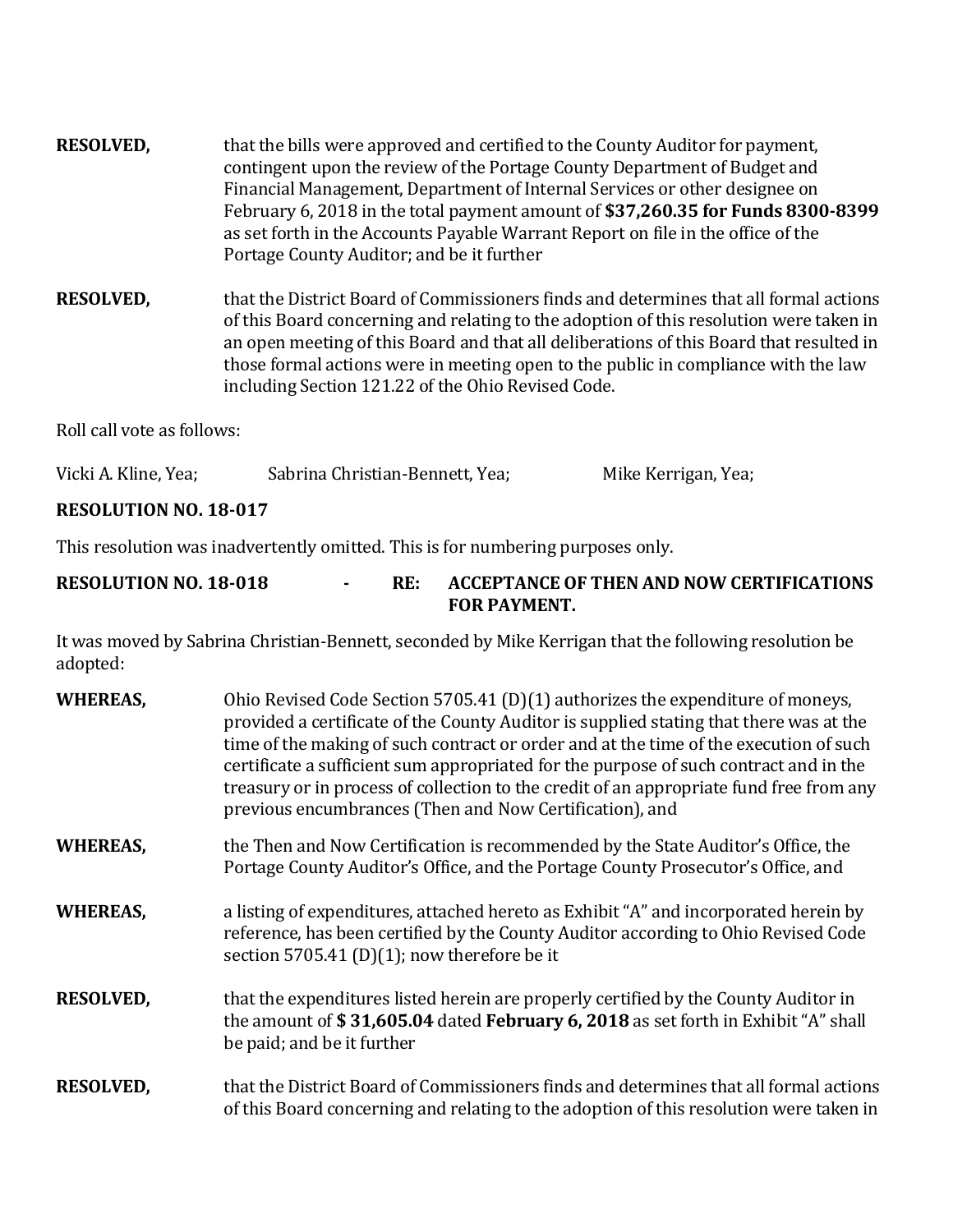**RESOLVED,** that the bills were approved and certified to the County Auditor for payment, contingent upon the review of the Portage County Department of Budget and Financial Management, Department of Internal Services or other designee on February 6, 2018 in the total payment amount of **$37,260.35 for Funds 8300-8399** as set forth in the Accounts Payable Warrant Report on file in the office of the Portage County Auditor; and be it further

**RESOLVED,** that the District Board of Commissioners finds and determines that all formal actions of this Board concerning and relating to the adoption of this resolution were taken in an open meeting of this Board and that all deliberations of this Board that resulted in those formal actions were in meeting open to the public in compliance with the law including Section 121.22 of the Ohio Revised Code.

Roll call vote as follows:

Vicki A. Kline, Yea; Sabrina Christian-Bennett, Yea; Mike Kerrigan, Yea;

**RESOLUTION NO. 18-017**

This resolution was inadvertently omitted. This is for numbering purposes only.

**RESOLUTION NO. 18-018 - RE: ACCEPTANCE OF THEN AND NOW CERTIFICATIONS FOR PAYMENT.**

It was moved by Sabrina Christian-Bennett, seconded by Mike Kerrigan that the following resolution be adopted:

**WHEREAS,** Ohio Revised Code Section 5705.41 (D)(1) authorizes the expenditure of moneys, provided a certificate of the County Auditor is supplied stating that there was at the time of the making of such contract or order and at the time of the execution of such certificate a sufficient sum appropriated for the purpose of such contract and in the treasury or in process of collection to the credit of an appropriate fund free from any previous encumbrances (Then and Now Certification), and

**WHEREAS,** the Then and Now Certification is recommended by the State Auditor's Office, the Portage County Auditor's Office, and the Portage County Prosecutor's Office, and

**WHEREAS,** a listing of expenditures, attached hereto as Exhibit "A" and incorporated herein by reference, has been certified by the County Auditor according to Ohio Revised Code section 5705.41 (D)(1); now therefore be it

**RESOLVED,** that the expenditures listed herein are properly certified by the County Auditor in the amount of **$ 31,605.04** dated **February 6, 2018** as set forth in Exhibit "A" shall be paid; and be it further

**RESOLVED,** that the District Board of Commissioners finds and determines that all formal actions of this Board concerning and relating to the adoption of this resolution were taken in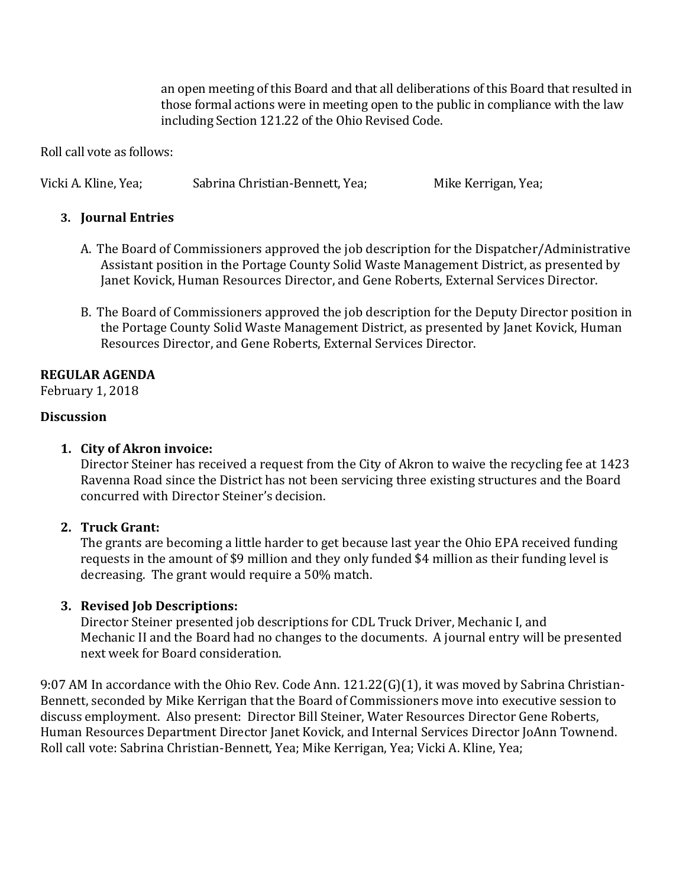an open meeting of this Board and that all deliberations of this Board that resulted in those formal actions were in meeting open to the public in compliance with the law including Section 121.22 of the Ohio Revised Code.

Roll call vote as follows:

Vicki A. Kline, Yea; Sabrina Christian-Bennett, Yea; Mike Kerrigan, Yea;

**3. Journal Entries**

A. The Board of Commissioners approved the job description for the Dispatcher/Administrative Assistant position in the Portage County Solid Waste Management District, as presented by Janet Kovick, Human Resources Director, and Gene Roberts, External Services Director.

B. The Board of Commissioners approved the job description for the Deputy Director position in the Portage County Solid Waste Management District, as presented by Janet Kovick, Human Resources Director, and Gene Roberts, External Services Director.

**REGULAR AGENDA**
February 1, 2018

**Discussion**

1. **City of Akron invoice:**
   Director Steiner has received a request from the City of Akron to waive the recycling fee at 1423 Ravenna Road since the District has not been servicing three existing structures and the Board concurred with Director Steiner's decision.

2. **Truck Grant:**
   The grants are becoming a little harder to get because last year the Ohio EPA received funding requests in the amount of $9 million and they only funded $4 million as their funding level is decreasing. The grant would require a 50% match.

3. **Revised Job Descriptions:**
   Director Steiner presented job descriptions for CDL Truck Driver, Mechanic I, and Mechanic II and the Board had no changes to the documents. A journal entry will be presented next week for Board consideration.

9:07 AM In accordance with the Ohio Rev. Code Ann. 121.22(G)(1), it was moved by Sabrina Christian-Bennett, seconded by Mike Kerrigan that the Board of Commissioners move into executive session to discuss employment. Also present: Director Bill Steiner, Water Resources Director Gene Roberts, Human Resources Department Director Janet Kovick, and Internal Services Director JoAnn Townend. Roll call vote: Sabrina Christian-Bennett, Yea; Mike Kerrigan, Yea; Vicki A. Kline, Yea;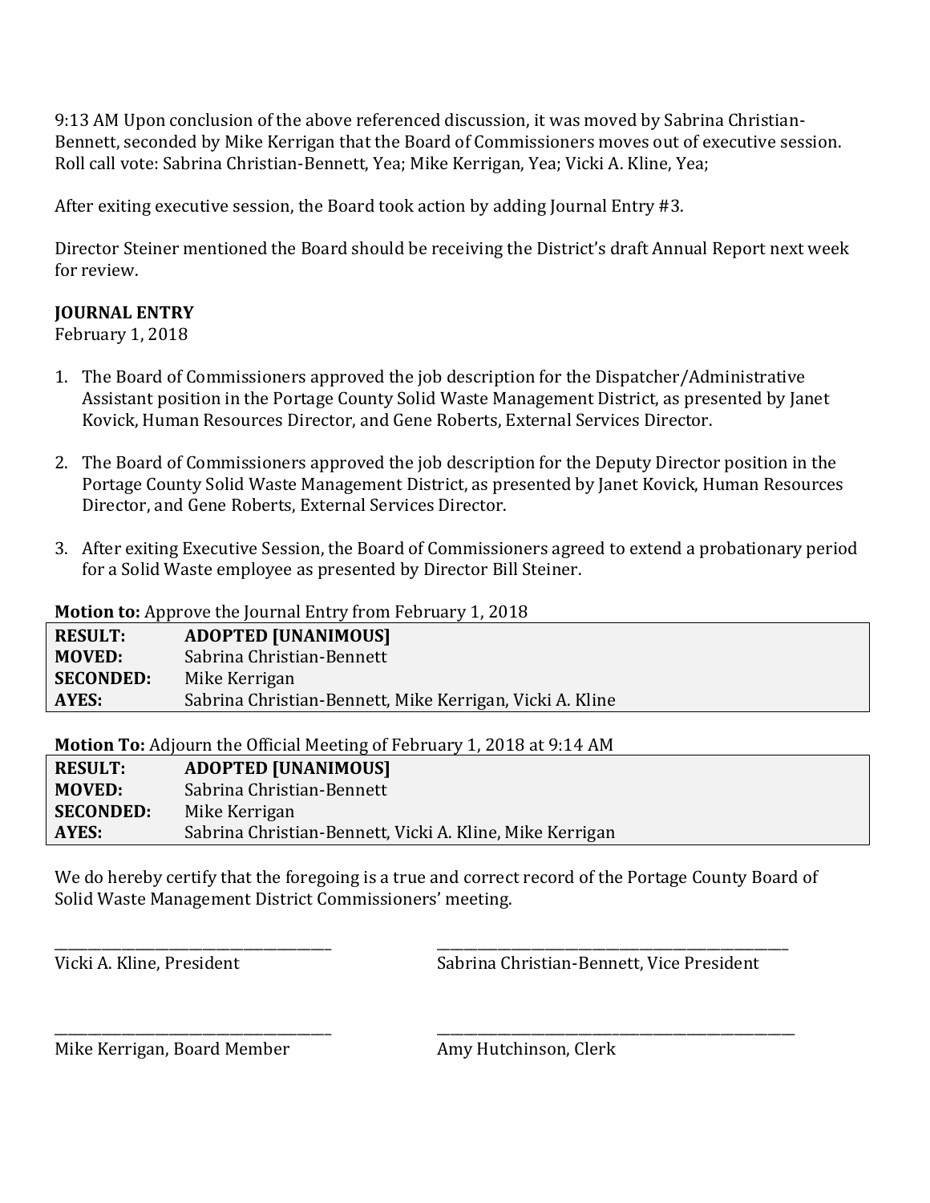9:13 AM Upon conclusion of the above referenced discussion, it was moved by Sabrina Christian-Bennett, seconded by Mike Kerrigan that the Board of Commissioners moves out of executive session. Roll call vote: Sabrina Christian-Bennett, Yea; Mike Kerrigan, Yea; Vicki A. Kline, Yea;

After exiting executive session, the Board took action by adding Journal Entry #3.

Director Steiner mentioned the Board should be receiving the District's draft Annual Report next week for review.

**JOURNAL ENTRY**
February 1, 2018

1. The Board of Commissioners approved the job description for the Dispatcher/Administrative Assistant position in the Portage County Solid Waste Management District, as presented by Janet Kovick, Human Resources Director, and Gene Roberts, External Services Director.

2. The Board of Commissioners approved the job description for the Deputy Director position in the Portage County Solid Waste Management District, as presented by Janet Kovick, Human Resources Director, and Gene Roberts, External Services Director.

3. After exiting Executive Session, the Board of Commissioners agreed to extend a probationary period for a Solid Waste employee as presented by Director Bill Steiner.

**Motion to:** Approve the Journal Entry from February 1, 2018

| | |
|---|---|
| **RESULT:** | **ADOPTED [UNANIMOUS]** |
| **MOVED:** | Sabrina Christian-Bennett |
| **SECONDED:** | Mike Kerrigan |
| **AYES:** | Sabrina Christian-Bennett, Mike Kerrigan, Vicki A. Kline |

**Motion To:** Adjourn the Official Meeting of February 1, 2018 at 9:14 AM

| | |
|---|---|
| **RESULT:** | **ADOPTED [UNANIMOUS]** |
| **MOVED:** | Sabrina Christian-Bennett |
| **SECONDED:** | Mike Kerrigan |
| **AYES:** | Sabrina Christian-Bennett, Vicki A. Kline, Mike Kerrigan |

We do hereby certify that the foregoing is a true and correct record of the Portage County Board of Solid Waste Management District Commissioners' meeting.

_______________________________
Vicki A. Kline, President

_______________________________
Sabrina Christian-Bennett, Vice President

_______________________________
Mike Kerrigan, Board Member

_______________________________
Amy Hutchinson, Clerk